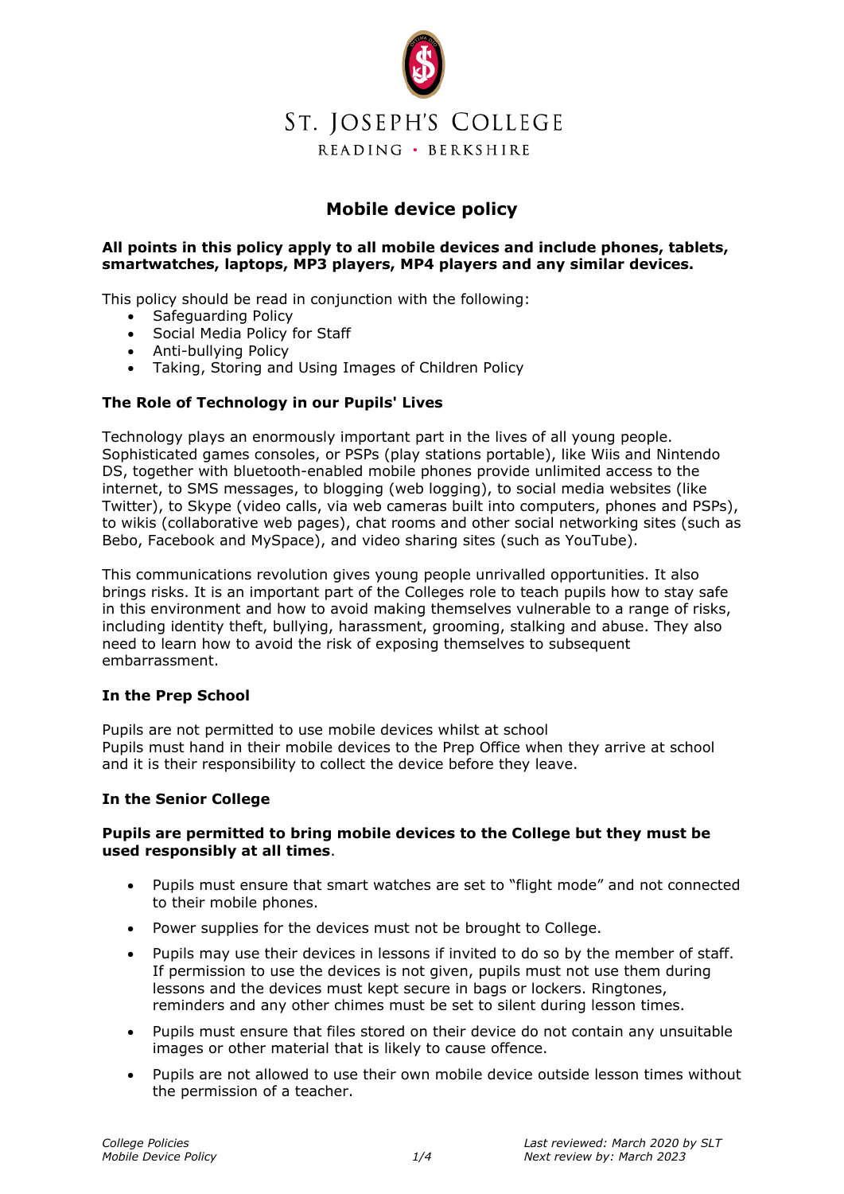# St. Joseph's College

READING • BERKSHIRE

## Mobile device policy

**All points in this policy apply to all mobile devices and include phones, tablets, smartwatches, laptops, MP3 players, MP4 players and any similar devices.**

This policy should be read in conjunction with the following:

- Safeguarding Policy
- Social Media Policy for Staff
- Anti-bullying Policy
- Taking, Storing and Using Images of Children Policy

### The Role of Technology in our Pupils' Lives

Technology plays an enormously important part in the lives of all young people. Sophisticated games consoles, or PSPs (play stations portable), like Wiis and Nintendo DS, together with bluetooth-enabled mobile phones provide unlimited access to the internet, to SMS messages, to blogging (web logging), to social media websites (like Twitter), to Skype (video calls, via web cameras built into computers, phones and PSPs), to wikis (collaborative web pages), chat rooms and other social networking sites (such as Bebo, Facebook and MySpace), and video sharing sites (such as YouTube).

This communications revolution gives young people unrivalled opportunities. It also brings risks. It is an important part of the Colleges role to teach pupils how to stay safe in this environment and how to avoid making themselves vulnerable to a range of risks, including identity theft, bullying, harassment, grooming, stalking and abuse. They also need to learn how to avoid the risk of exposing themselves to subsequent embarrassment.

### In the Prep School

Pupils are not permitted to use mobile devices whilst at school
Pupils must hand in their mobile devices to the Prep Office when they arrive at school and it is their responsibility to collect the device before they leave.

### In the Senior College

**Pupils are permitted to bring mobile devices to the College but they must be used responsibly at all times**.

- Pupils must ensure that smart watches are set to "flight mode" and not connected to their mobile phones.
- Power supplies for the devices must not be brought to College.
- Pupils may use their devices in lessons if invited to do so by the member of staff. If permission to use the devices is not given, pupils must not use them during lessons and the devices must kept secure in bags or lockers. Ringtones, reminders and any other chimes must be set to silent during lesson times.
- Pupils must ensure that files stored on their device do not contain any unsuitable images or other material that is likely to cause offence.
- Pupils are not allowed to use their own mobile device outside lesson times without the permission of a teacher.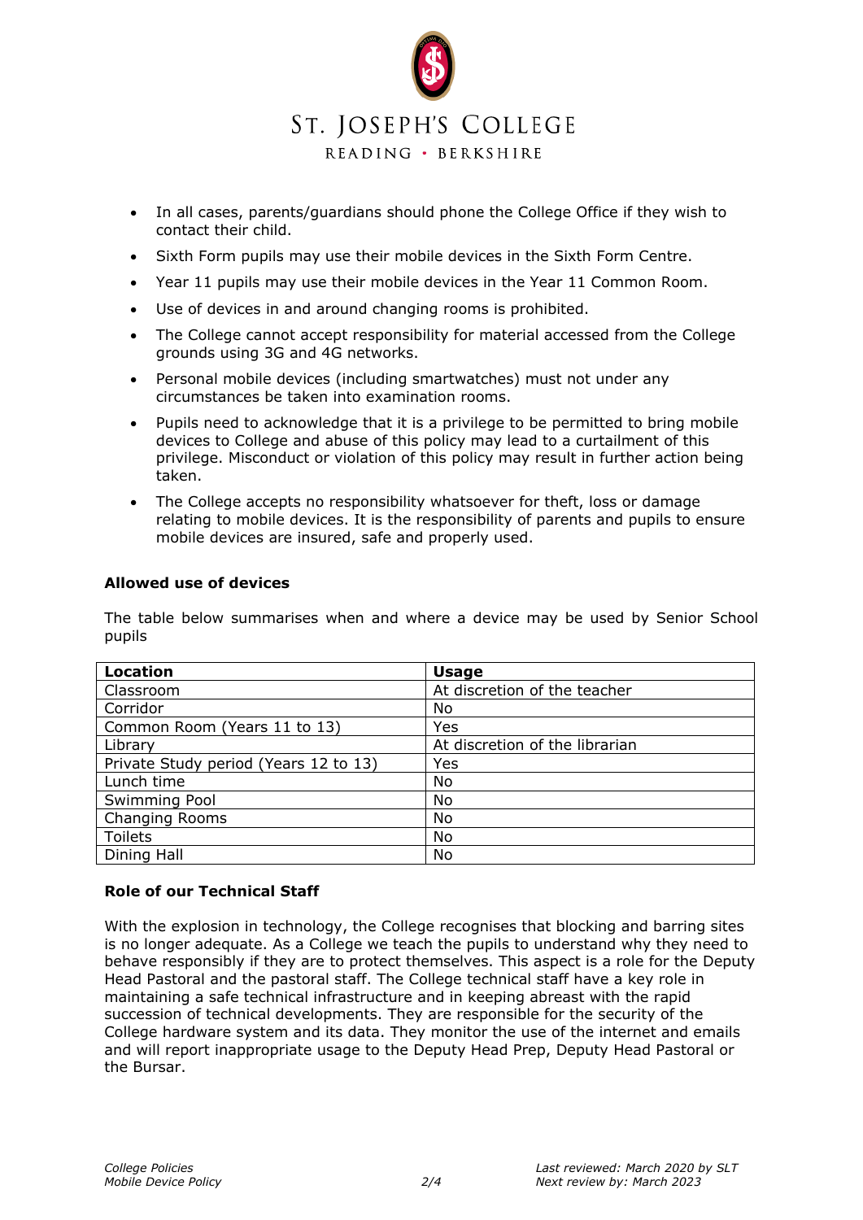- In all cases, parents/guardians should phone the College Office if they wish to contact their child.
- Sixth Form pupils may use their mobile devices in the Sixth Form Centre.
- Year 11 pupils may use their mobile devices in the Year 11 Common Room.
- Use of devices in and around changing rooms is prohibited.
- The College cannot accept responsibility for material accessed from the College grounds using 3G and 4G networks.
- Personal mobile devices (including smartwatches) must not under any circumstances be taken into examination rooms.
- Pupils need to acknowledge that it is a privilege to be permitted to bring mobile devices to College and abuse of this policy may lead to a curtailment of this privilege. Misconduct or violation of this policy may result in further action being taken.
- The College accepts no responsibility whatsoever for theft, loss or damage relating to mobile devices. It is the responsibility of parents and pupils to ensure mobile devices are insured, safe and properly used.

**Allowed use of devices**

The table below summarises when and where a device may be used by Senior School pupils

| **Location** | **Usage** |
|---|---|
| Classroom | At discretion of the teacher |
| Corridor | No |
| Common Room (Years 11 to 13) | Yes |
| Library | At discretion of the librarian |
| Private Study period (Years 12 to 13) | Yes |
| Lunch time | No |
| Swimming Pool | No |
| Changing Rooms | No |
| Toilets | No |
| Dining Hall | No |

**Role of our Technical Staff**

With the explosion in technology, the College recognises that blocking and barring sites is no longer adequate. As a College we teach the pupils to understand why they need to behave responsibly if they are to protect themselves. This aspect is a role for the Deputy Head Pastoral and the pastoral staff. The College technical staff have a key role in maintaining a safe technical infrastructure and in keeping abreast with the rapid succession of technical developments. They are responsible for the security of the College hardware system and its data. They monitor the use of the internet and emails and will report inappropriate usage to the Deputy Head Prep, Deputy Head Pastoral or the Bursar.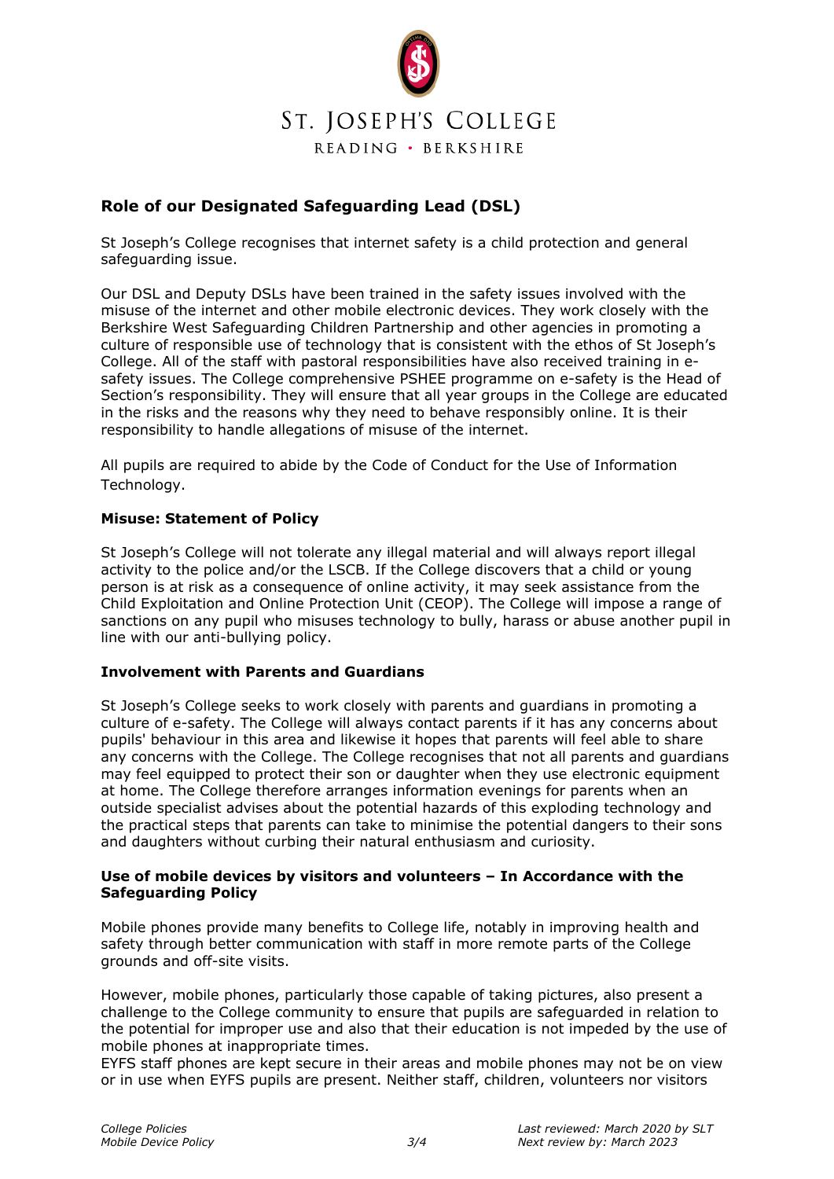## Role of our Designated Safeguarding Lead (DSL)

St Joseph's College recognises that internet safety is a child protection and general safeguarding issue.

Our DSL and Deputy DSLs have been trained in the safety issues involved with the misuse of the internet and other mobile electronic devices. They work closely with the Berkshire West Safeguarding Children Partnership and other agencies in promoting a culture of responsible use of technology that is consistent with the ethos of St Joseph's College. All of the staff with pastoral responsibilities have also received training in e-safety issues. The College comprehensive PSHEE programme on e-safety is the Head of Section's responsibility. They will ensure that all year groups in the College are educated in the risks and the reasons why they need to behave responsibly online. It is their responsibility to handle allegations of misuse of the internet.

All pupils are required to abide by the Code of Conduct for the Use of Information Technology.

### Misuse: Statement of Policy

St Joseph's College will not tolerate any illegal material and will always report illegal activity to the police and/or the LSCB. If the College discovers that a child or young person is at risk as a consequence of online activity, it may seek assistance from the Child Exploitation and Online Protection Unit (CEOP). The College will impose a range of sanctions on any pupil who misuses technology to bully, harass or abuse another pupil in line with our anti-bullying policy.

### Involvement with Parents and Guardians

St Joseph's College seeks to work closely with parents and guardians in promoting a culture of e-safety. The College will always contact parents if it has any concerns about pupils' behaviour in this area and likewise it hopes that parents will feel able to share any concerns with the College. The College recognises that not all parents and guardians may feel equipped to protect their son or daughter when they use electronic equipment at home. The College therefore arranges information evenings for parents when an outside specialist advises about the potential hazards of this exploding technology and the practical steps that parents can take to minimise the potential dangers to their sons and daughters without curbing their natural enthusiasm and curiosity.

### Use of mobile devices by visitors and volunteers – In Accordance with the Safeguarding Policy

Mobile phones provide many benefits to College life, notably in improving health and safety through better communication with staff in more remote parts of the College grounds and off-site visits.

However, mobile phones, particularly those capable of taking pictures, also present a challenge to the College community to ensure that pupils are safeguarded in relation to the potential for improper use and also that their education is not impeded by the use of mobile phones at inappropriate times.
EYFS staff phones are kept secure in their areas and mobile phones may not be on view or in use when EYFS pupils are present. Neither staff, children, volunteers nor visitors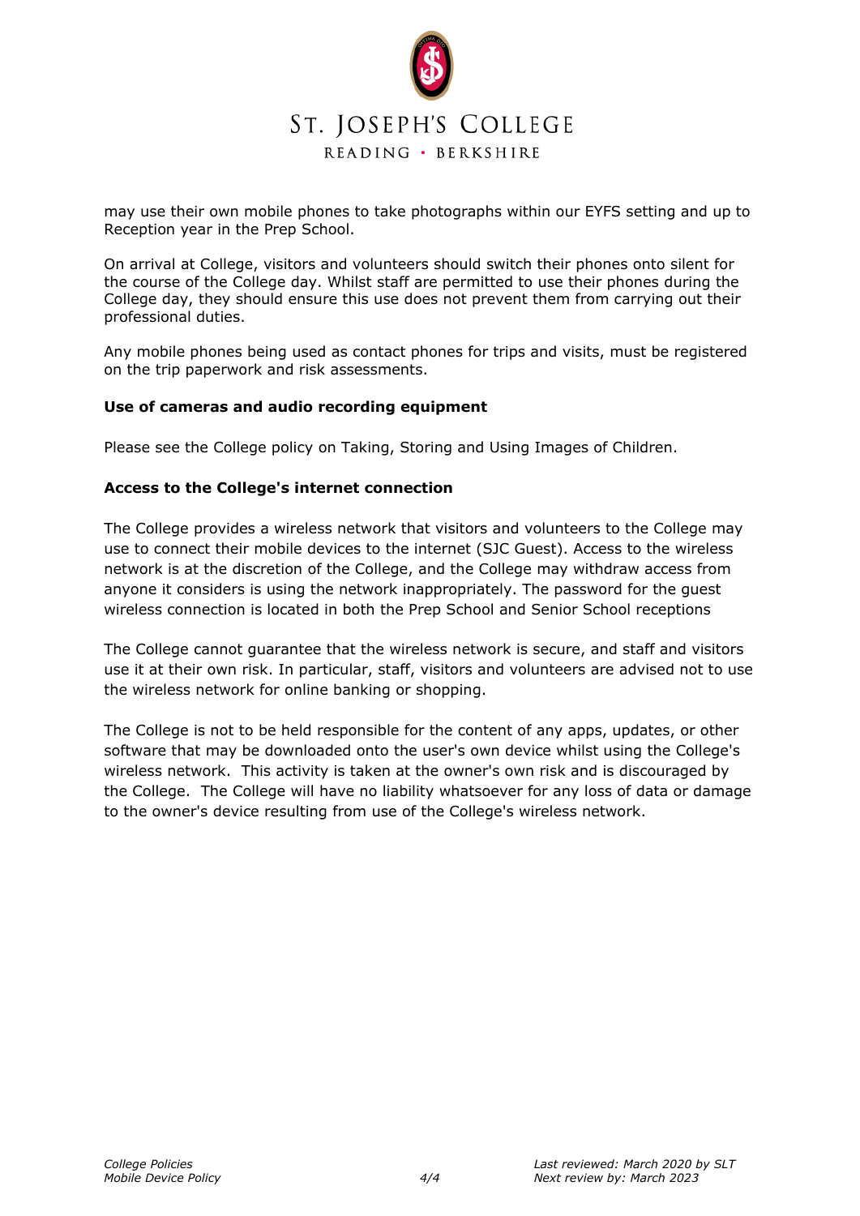may use their own mobile phones to take photographs within our EYFS setting and up to Reception year in the Prep School.

On arrival at College, visitors and volunteers should switch their phones onto silent for the course of the College day. Whilst staff are permitted to use their phones during the College day, they should ensure this use does not prevent them from carrying out their professional duties.

Any mobile phones being used as contact phones for trips and visits, must be registered on the trip paperwork and risk assessments.

**Use of cameras and audio recording equipment**

Please see the College policy on Taking, Storing and Using Images of Children.

**Access to the College's internet connection**

The College provides a wireless network that visitors and volunteers to the College may use to connect their mobile devices to the internet (SJC Guest). Access to the wireless network is at the discretion of the College, and the College may withdraw access from anyone it considers is using the network inappropriately. The password for the guest wireless connection is located in both the Prep School and Senior School receptions

The College cannot guarantee that the wireless network is secure, and staff and visitors use it at their own risk. In particular, staff, visitors and volunteers are advised not to use the wireless network for online banking or shopping.

The College is not to be held responsible for the content of any apps, updates, or other software that may be downloaded onto the user's own device whilst using the College's wireless network. This activity is taken at the owner's own risk and is discouraged by the College. The College will have no liability whatsoever for any loss of data or damage to the owner's device resulting from use of the College's wireless network.